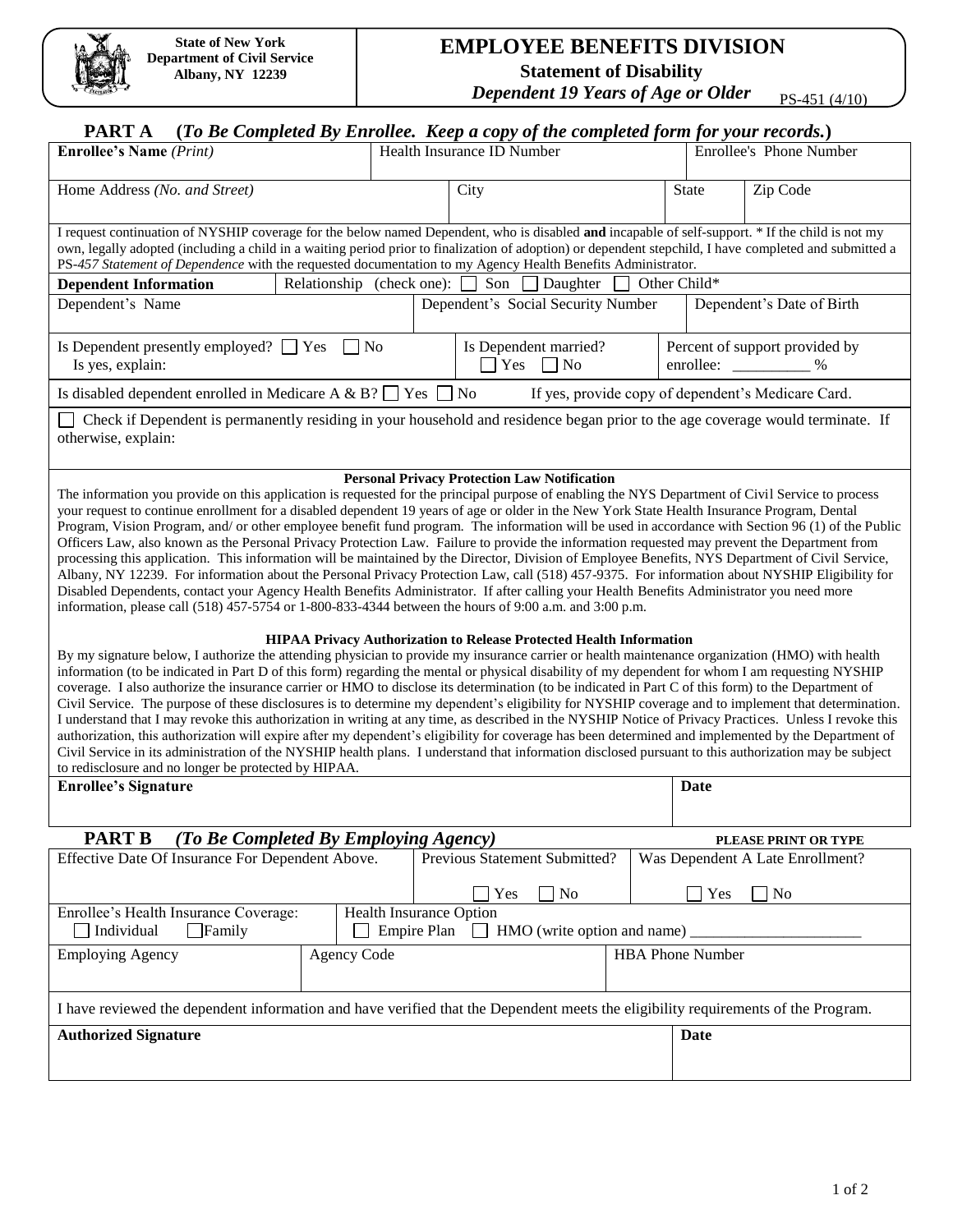State of New York
Department of Civil Service
Albany, NY 12239

# EMPLOYEE BENEFITS DIVISION

**Statement of Disability**

***Dependent 19 Years of Age or Older***

PS-451 (4/10)

## PART A (*To Be Completed By Enrollee. Keep a copy of the completed form for your records.*)

| **Enrollee's Name** *(Print)* | Health Insurance ID Number | Enrollee's Phone Number |
|---|---|---|
| | | |

| Home Address *(No. and Street)* | City | State | Zip Code |
|---|---|---|---|
| | | | |

I request continuation of NYSHIP coverage for the below named Dependent, who is disabled **and** incapable of self-support. * If the child is not my own, legally adopted (including a child in a waiting period prior to finalization of adoption) or dependent stepchild, I have completed and submitted a PS-*457 Statement of Dependence* with the requested documentation to my Agency Health Benefits Administrator.

**Dependent Information** — Relationship (check one): ☐ Son ☐ Daughter ☐ Other Child*

| Dependent's Name | Dependent's Social Security Number | Dependent's Date of Birth |
|---|---|---|
| | | |

| Is Dependent presently employed? ☐ Yes ☐ No<br>Is yes, explain: | Is Dependent married?<br>☐ Yes ☐ No | Percent of support provided by enrollee: __________ % |
|---|---|---|

Is disabled dependent enrolled in Medicare A & B? ☐ Yes ☐ No If yes, provide copy of dependent's Medicare Card.

☐ Check if Dependent is permanently residing in your household and residence began prior to the age coverage would terminate. If otherwise, explain:

### Personal Privacy Protection Law Notification

The information you provide on this application is requested for the principal purpose of enabling the NYS Department of Civil Service to process your request to continue enrollment for a disabled dependent 19 years of age or older in the New York State Health Insurance Program, Dental Program, Vision Program, and/ or other employee benefit fund program. The information will be used in accordance with Section 96 (1) of the Public Officers Law, also known as the Personal Privacy Protection Law. Failure to provide the information requested may prevent the Department from processing this application. This information will be maintained by the Director, Division of Employee Benefits, NYS Department of Civil Service, Albany, NY 12239. For information about the Personal Privacy Protection Law, call (518) 457-9375. For information about NYSHIP Eligibility for Disabled Dependents, contact your Agency Health Benefits Administrator. If after calling your Health Benefits Administrator you need more information, please call (518) 457-5754 or 1-800-833-4344 between the hours of 9:00 a.m. and 3:00 p.m.

### HIPAA Privacy Authorization to Release Protected Health Information

By my signature below, I authorize the attending physician to provide my insurance carrier or health maintenance organization (HMO) with health information (to be indicated in Part D of this form) regarding the mental or physical disability of my dependent for whom I am requesting NYSHIP coverage. I also authorize the insurance carrier or HMO to disclose its determination (to be indicated in Part C of this form) to the Department of Civil Service. The purpose of these disclosures is to determine my dependent's eligibility for NYSHIP coverage and to implement that determination. I understand that I may revoke this authorization in writing at any time, as described in the NYSHIP Notice of Privacy Practices. Unless I revoke this authorization, this authorization will expire after my dependent's eligibility for coverage has been determined and implemented by the Department of Civil Service in its administration of the NYSHIP health plans. I understand that information disclosed pursuant to this authorization may be subject to redisclosure and no longer be protected by HIPAA.

| **Enrollee's Signature** | **Date** |
|---|---|
| | |

## PART B *(To Be Completed By Employing Agency)*

**PLEASE PRINT OR TYPE**

| Effective Date Of Insurance For Dependent Above. | Previous Statement Submitted? | Was Dependent A Late Enrollment? |
|---|---|---|
| | ☐ Yes ☐ No | ☐ Yes ☐ No |

| Enrollee's Health Insurance Coverage: | Health Insurance Option |
|---|---|
| ☐ Individual ☐ Family | ☐ Empire Plan ☐ HMO (write option and name) ______________________ |

| Employing Agency | Agency Code | HBA Phone Number |
|---|---|---|
| | | |

I have reviewed the dependent information and have verified that the Dependent meets the eligibility requirements of the Program.

| **Authorized Signature** | **Date** |
|---|---|
| | |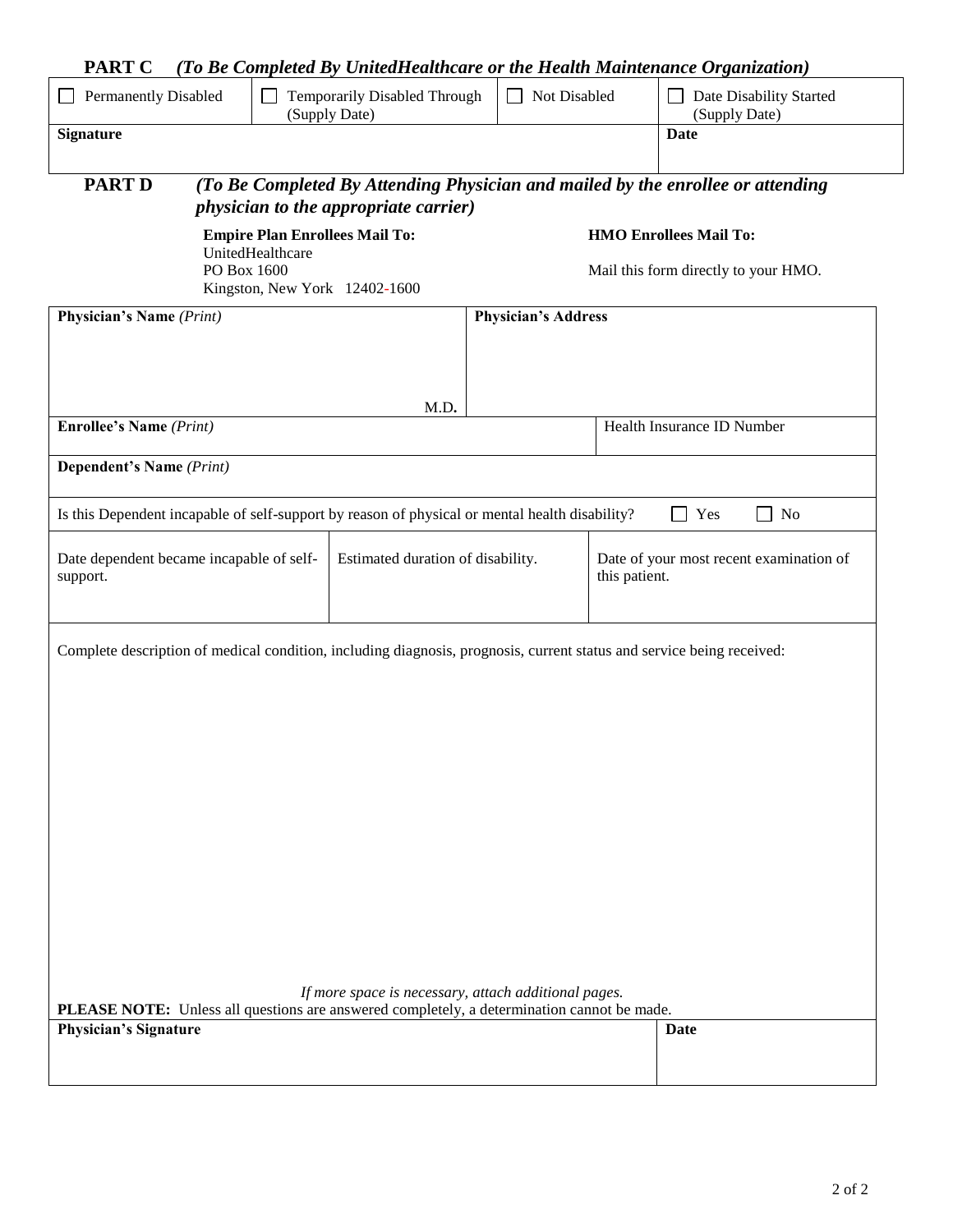## PART C *(To Be Completed By UnitedHealthcare or the Health Maintenance Organization)*

| ☐ Permanently Disabled | ☐ Temporarily Disabled Through (Supply Date) | ☐ Not Disabled | ☐ Date Disability Started (Supply Date) |
|---|---|---|---|
| **Signature** | | | **Date** |

## PART D *(To Be Completed By Attending Physician and mailed by the enrollee or attending physician to the appropriate carrier)*

**Empire Plan Enrollees Mail To:**
UnitedHealthcare
PO Box 1600
Kingston, New York 12402-1600

**HMO Enrollees Mail To:**

Mail this form directly to your HMO.

| **Physician's Name** *(Print)* M.D. | **Physician's Address** | |
|---|---|---|
| **Enrollee's Name** *(Print)* | | Health Insurance ID Number |
| **Dependent's Name** *(Print)* | | |
| Is this Dependent incapable of self-support by reason of physical or mental health disability? ☐ Yes ☐ No | | |
| Date dependent became incapable of self-support. | Estimated duration of disability. | Date of your most recent examination of this patient. |

Complete description of medical condition, including diagnosis, prognosis, current status and service being received:

*If more space is necessary, attach additional pages.*

**PLEASE NOTE:** Unless all questions are answered completely, a determination cannot be made.

| **Physician's Signature** | **Date** |
|---|---|
| | |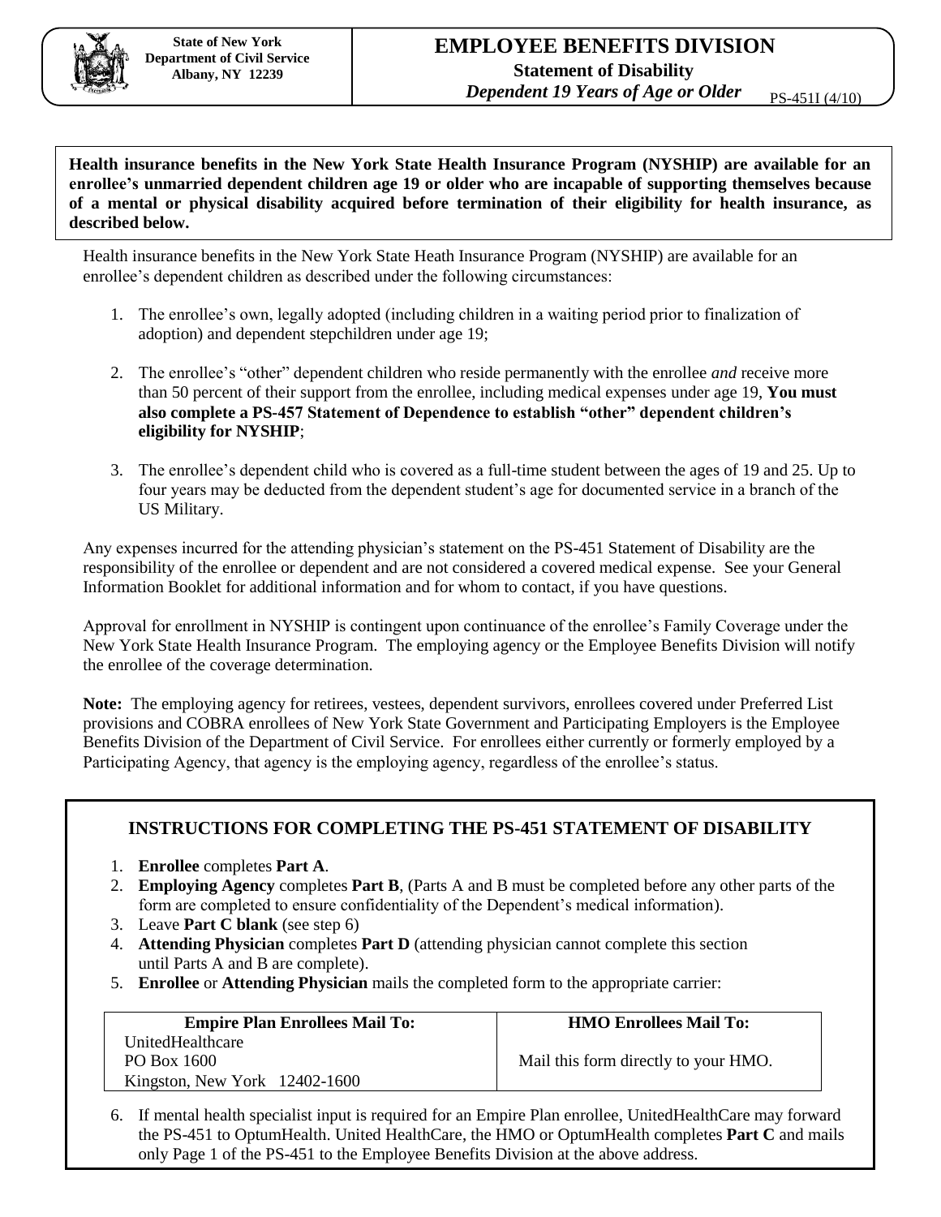State of New York
Department of Civil Service
Albany, NY 12239

# EMPLOYEE BENEFITS DIVISION

**Statement of Disability**

***Dependent 19 Years of Age or Older***

PS-451I (4/10)

**Health insurance benefits in the New York State Health Insurance Program (NYSHIP) are available for an enrollee's unmarried dependent children age 19 or older who are incapable of supporting themselves because of a mental or physical disability acquired before termination of their eligibility for health insurance, as described below.**

Health insurance benefits in the New York State Heath Insurance Program (NYSHIP) are available for an enrollee's dependent children as described under the following circumstances:

1. The enrollee's own, legally adopted (including children in a waiting period prior to finalization of adoption) and dependent stepchildren under age 19;
2. The enrollee's "other" dependent children who reside permanently with the enrollee *and* receive more than 50 percent of their support from the enrollee, including medical expenses under age 19, **You must also complete a PS-457 Statement of Dependence to establish "other" dependent children's eligibility for NYSHIP**;
3. The enrollee's dependent child who is covered as a full-time student between the ages of 19 and 25. Up to four years may be deducted from the dependent student's age for documented service in a branch of the US Military.

Any expenses incurred for the attending physician's statement on the PS-451 Statement of Disability are the responsibility of the enrollee or dependent and are not considered a covered medical expense. See your General Information Booklet for additional information and for whom to contact, if you have questions.

Approval for enrollment in NYSHIP is contingent upon continuance of the enrollee's Family Coverage under the New York State Health Insurance Program. The employing agency or the Employee Benefits Division will notify the enrollee of the coverage determination.

**Note:** The employing agency for retirees, vestees, dependent survivors, enrollees covered under Preferred List provisions and COBRA enrollees of New York State Government and Participating Employers is the Employee Benefits Division of the Department of Civil Service. For enrollees either currently or formerly employed by a Participating Agency, that agency is the employing agency, regardless of the enrollee's status.

## INSTRUCTIONS FOR COMPLETING THE PS-451 STATEMENT OF DISABILITY

1. **Enrollee** completes **Part A**.
2. **Employing Agency** completes **Part B**, (Parts A and B must be completed before any other parts of the form are completed to ensure confidentiality of the Dependent's medical information).
3. Leave **Part C blank** (see step 6)
4. **Attending Physician** completes **Part D** (attending physician cannot complete this section until Parts A and B are complete).
5. **Enrollee** or **Attending Physician** mails the completed form to the appropriate carrier:

| Empire Plan Enrollees Mail To: | HMO Enrollees Mail To: |
|---|---|
| UnitedHealthcare<br>PO Box 1600<br>Kingston, New York 12402-1600 | Mail this form directly to your HMO. |

6. If mental health specialist input is required for an Empire Plan enrollee, UnitedHealthCare may forward the PS-451 to OptumHealth. United HealthCare, the HMO or OptumHealth completes **Part C** and mails only Page 1 of the PS-451 to the Employee Benefits Division at the above address.